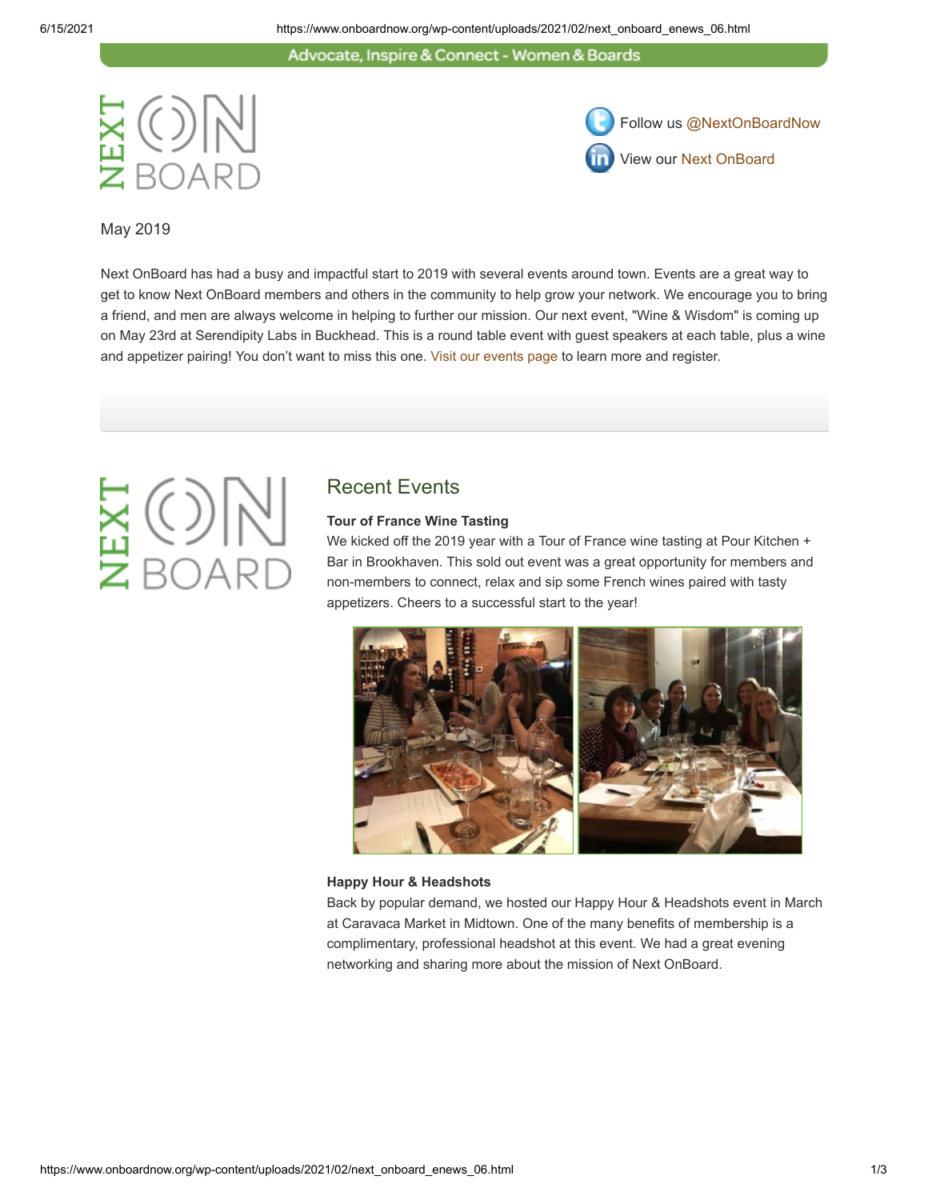Advocate, Inspire & Connect - Women & Boards

NEXT ON BOARD

Follow us @NextOnBoardNow

View our Next OnBoard

May 2019

Next OnBoard has had a busy and impactful start to 2019 with several events around town. Events are a great way to get to know Next OnBoard members and others in the community to help grow your network. We encourage you to bring a friend, and men are always welcome in helping to further our mission. Our next event, "Wine & Wisdom" is coming up on May 23rd at Serendipity Labs in Buckhead. This is a round table event with guest speakers at each table, plus a wine and appetizer pairing! You don't want to miss this one. Visit our events page to learn more and register.

NEXT ON BOARD

## Recent Events

**Tour of France Wine Tasting**

We kicked off the 2019 year with a Tour of France wine tasting at Pour Kitchen + Bar in Brookhaven. This sold out event was a great opportunity for members and non-members to connect, relax and sip some French wines paired with tasty appetizers. Cheers to a successful start to the year!

**Happy Hour & Headshots**

Back by popular demand, we hosted our Happy Hour & Headshots event in March at Caravaca Market in Midtown. One of the many benefits of membership is a complimentary, professional headshot at this event. We had a great evening networking and sharing more about the mission of Next OnBoard.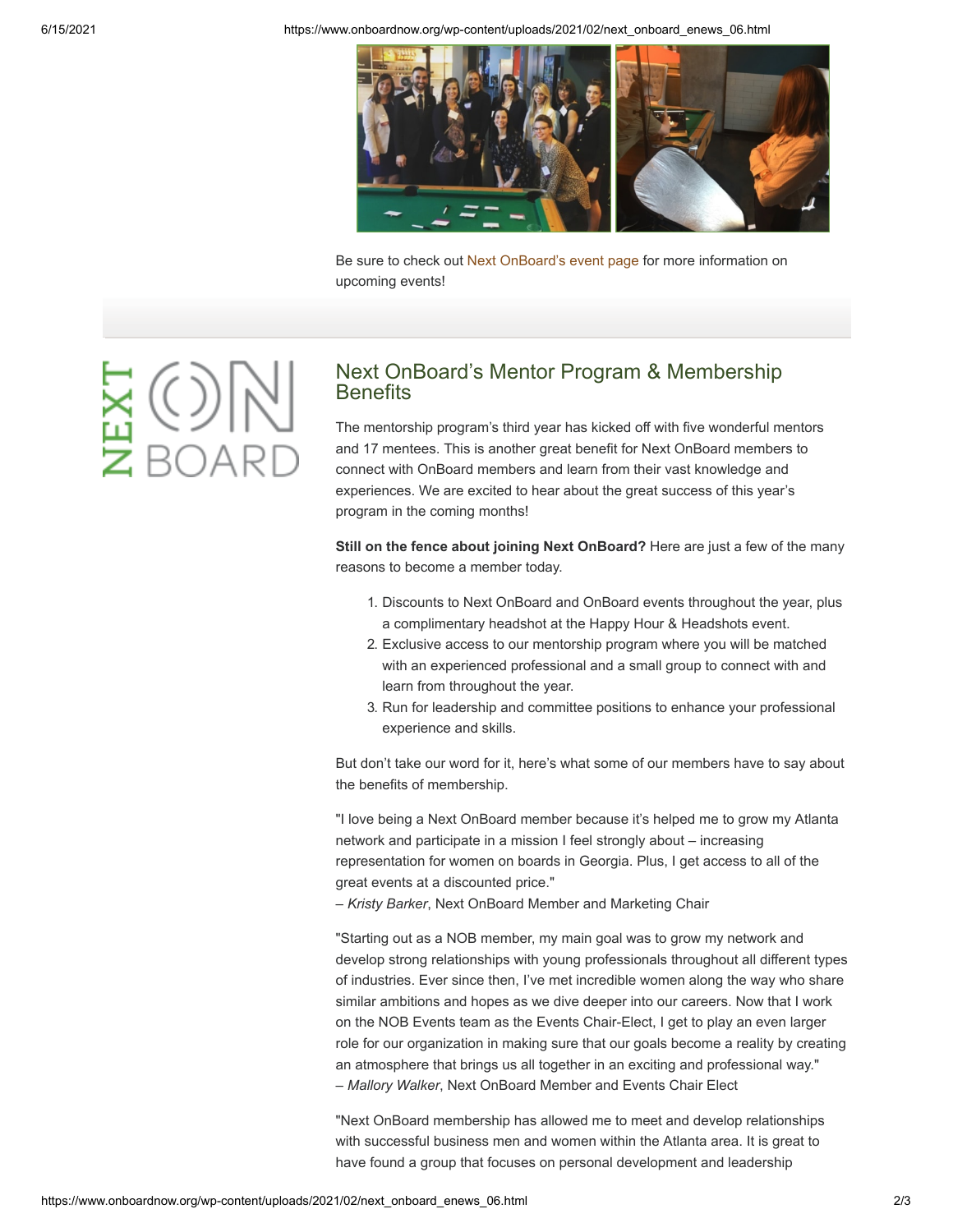Be sure to check out Next OnBoard's event page for more information on upcoming events!

## Next OnBoard's Mentor Program & Membership Benefits

The mentorship program's third year has kicked off with five wonderful mentors and 17 mentees. This is another great benefit for Next OnBoard members to connect with OnBoard members and learn from their vast knowledge and experiences. We are excited to hear about the great success of this year's program in the coming months!

**Still on the fence about joining Next OnBoard?** Here are just a few of the many reasons to become a member today.

1. Discounts to Next OnBoard and OnBoard events throughout the year, plus a complimentary headshot at the Happy Hour & Headshots event.
2. Exclusive access to our mentorship program where you will be matched with an experienced professional and a small group to connect with and learn from throughout the year.
3. Run for leadership and committee positions to enhance your professional experience and skills.

But don't take our word for it, here's what some of our members have to say about the benefits of membership.

"I love being a Next OnBoard member because it's helped me to grow my Atlanta network and participate in a mission I feel strongly about – increasing representation for women on boards in Georgia. Plus, I get access to all of the great events at a discounted price."
– *Kristy Barker*, Next OnBoard Member and Marketing Chair

"Starting out as a NOB member, my main goal was to grow my network and develop strong relationships with young professionals throughout all different types of industries. Ever since then, I've met incredible women along the way who share similar ambitions and hopes as we dive deeper into our careers. Now that I work on the NOB Events team as the Events Chair-Elect, I get to play an even larger role for our organization in making sure that our goals become a reality by creating an atmosphere that brings us all together in an exciting and professional way."
– *Mallory Walker*, Next OnBoard Member and Events Chair Elect

"Next OnBoard membership has allowed me to meet and develop relationships with successful business men and women within the Atlanta area. It is great to have found a group that focuses on personal development and leadership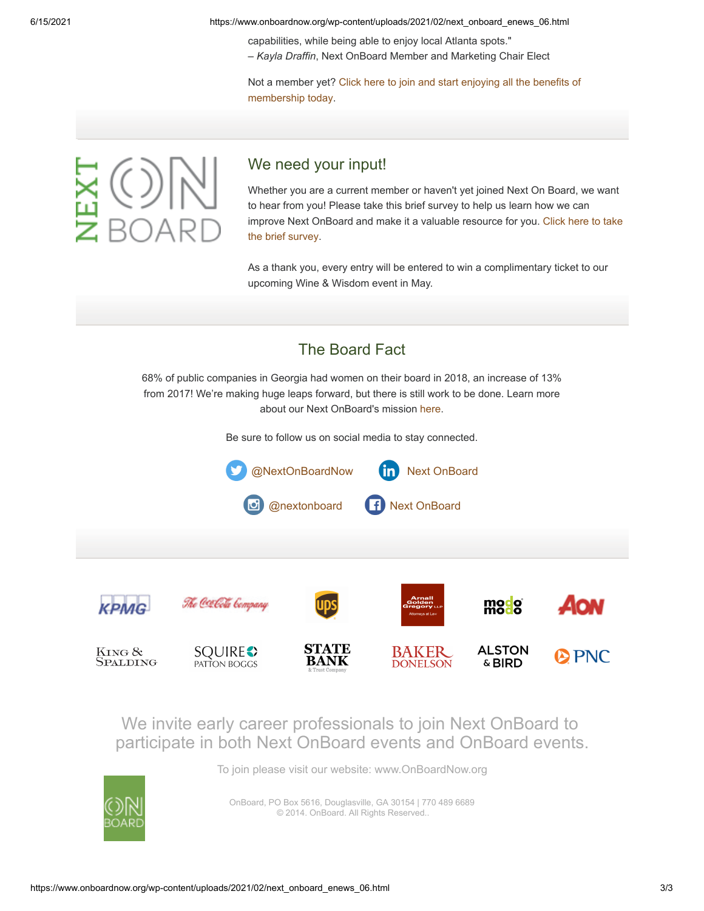capabilities, while being able to enjoy local Atlanta spots."
– *Kayla Draffin*, Next OnBoard Member and Marketing Chair Elect

Not a member yet? Click here to join and start enjoying all the benefits of membership today.

## We need your input!

Whether you are a current member or haven't yet joined Next On Board, we want to hear from you! Please take this brief survey to help us learn how we can improve Next OnBoard and make it a valuable resource for you. Click here to take the brief survey.

As a thank you, every entry will be entered to win a complimentary ticket to our upcoming Wine & Wisdom event in May.

## The Board Fact

68% of public companies in Georgia had women on their board in 2018, an increase of 13% from 2017! We're making huge leaps forward, but there is still work to be done. Learn more about our Next OnBoard's mission here.

Be sure to follow us on social media to stay connected.

@NextOnBoardNow
Next OnBoard
@nextonboard
Next OnBoard

We invite early career professionals to join Next OnBoard to participate in both Next OnBoard events and OnBoard events.

To join please visit our website: www.OnBoardNow.org

OnBoard, PO Box 5616, Douglasville, GA 30154 | 770 489 6689
© 2014. OnBoard. All Rights Reserved..